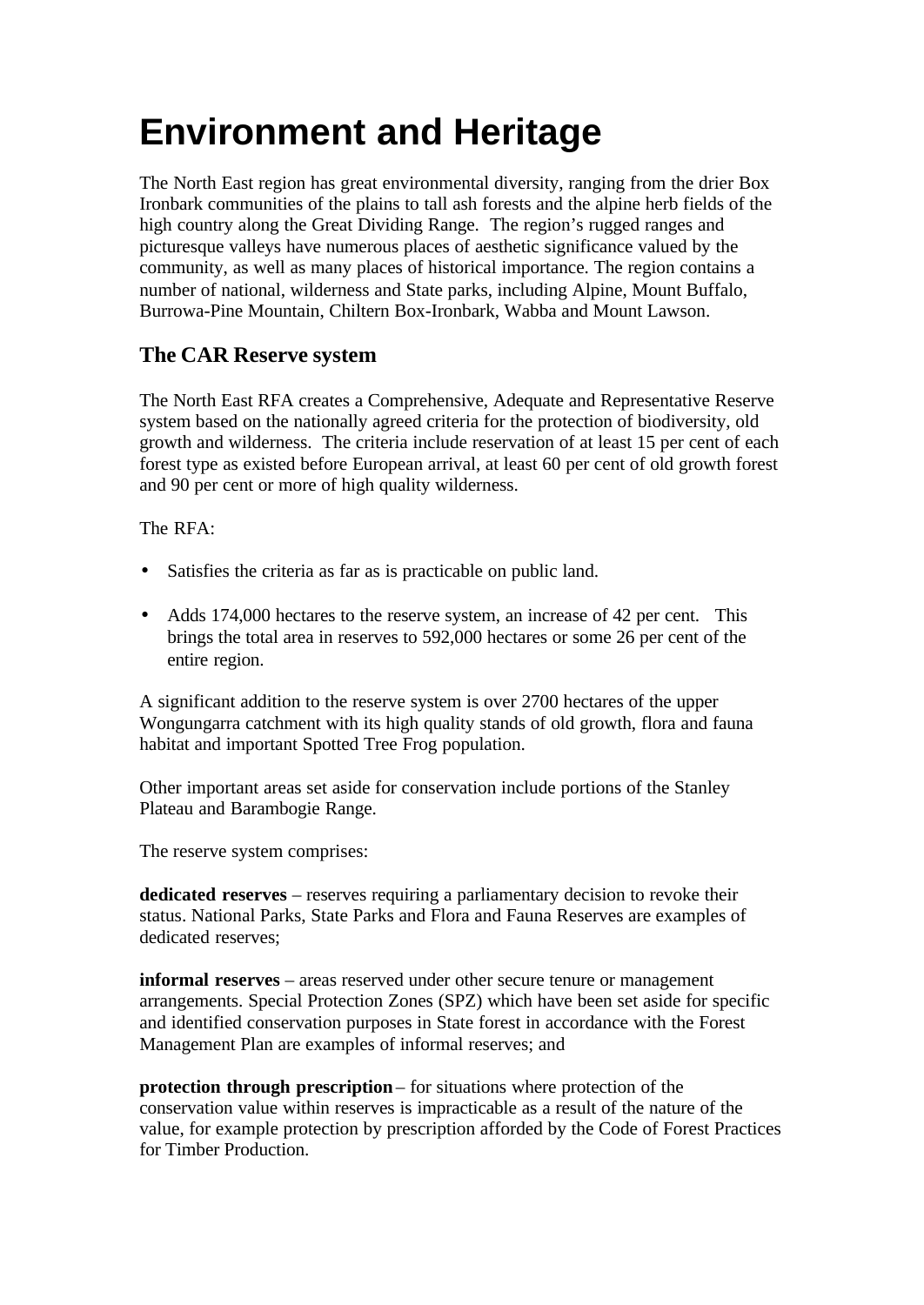# Environment and Heritage

The North East region has great environmental diversity, ranging from the drier Box Ironbark communities of the plains to tall ash forests and the alpine herb fields of the high country along the Great Dividing Range. The region's rugged ranges and picturesque valleys have numerous places of aesthetic significance valued by the community, as well as many places of historical importance. The region contains a number of national, wilderness and State parks, including Alpine, Mount Buffalo, Burrowa-Pine Mountain, Chiltern Box-Ironbark, Wabba and Mount Lawson.

## The CAR Reserve system

The North East RFA creates a Comprehensive, Adequate and Representative Reserve system based on the nationally agreed criteria for the protection of biodiversity, old growth and wilderness. The criteria include reservation of at least 15 per cent of each forest type as existed before European arrival, at least 60 per cent of old growth forest and 90 per cent or more of high quality wilderness.

The RFA:

- Satisfies the criteria as far as is practicable on public land.
- Adds 174,000 hectares to the reserve system, an increase of 42 per cent. This brings the total area in reserves to 592,000 hectares or some 26 per cent of the entire region.

A significant addition to the reserve system is over 2700 hectares of the upper Wongungarra catchment with its high quality stands of old growth, flora and fauna habitat and important Spotted Tree Frog population.

Other important areas set aside for conservation include portions of the Stanley Plateau and Barambogie Range.

The reserve system comprises:

**dedicated reserves** – reserves requiring a parliamentary decision to revoke their status. National Parks, State Parks and Flora and Fauna Reserves are examples of dedicated reserves;

**informal reserves** – areas reserved under other secure tenure or management arrangements. Special Protection Zones (SPZ) which have been set aside for specific and identified conservation purposes in State forest in accordance with the Forest Management Plan are examples of informal reserves; and

**protection through prescription** – for situations where protection of the conservation value within reserves is impracticable as a result of the nature of the value, for example protection by prescription afforded by the Code of Forest Practices for Timber Production.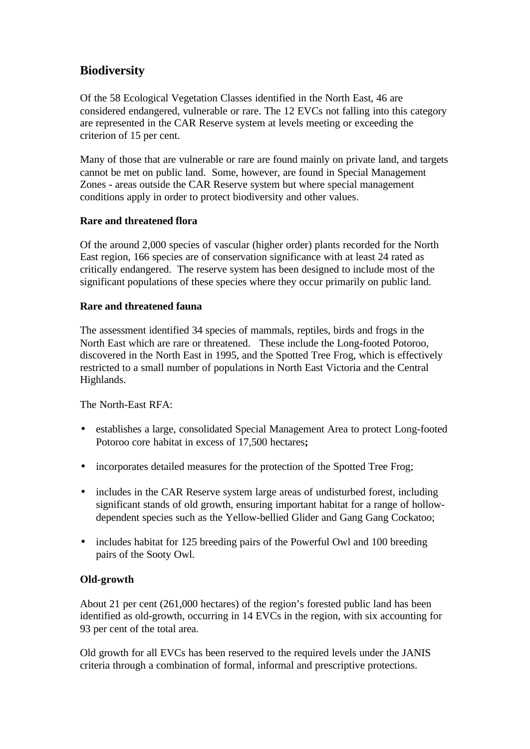## Biodiversity

Of the 58 Ecological Vegetation Classes identified in the North East, 46 are considered endangered, vulnerable or rare. The 12 EVCs not falling into this category are represented in the CAR Reserve system at levels meeting or exceeding the criterion of 15 per cent.

Many of those that are vulnerable or rare are found mainly on private land, and targets cannot be met on public land. Some, however, are found in Special Management Zones - areas outside the CAR Reserve system but where special management conditions apply in order to protect biodiversity and other values.

**Rare and threatened flora**

Of the around 2,000 species of vascular (higher order) plants recorded for the North East region, 166 species are of conservation significance with at least 24 rated as critically endangered. The reserve system has been designed to include most of the significant populations of these species where they occur primarily on public land.

**Rare and threatened fauna**

The assessment identified 34 species of mammals, reptiles, birds and frogs in the North East which are rare or threatened. These include the Long-footed Potoroo, discovered in the North East in 1995, and the Spotted Tree Frog, which is effectively restricted to a small number of populations in North East Victoria and the Central Highlands.

The North-East RFA:

- establishes a large, consolidated Special Management Area to protect Long-footed Potoroo core habitat in excess of 17,500 hectares**;**
- incorporates detailed measures for the protection of the Spotted Tree Frog;
- includes in the CAR Reserve system large areas of undisturbed forest, including significant stands of old growth, ensuring important habitat for a range of hollow-dependent species such as the Yellow-bellied Glider and Gang Gang Cockatoo;
- includes habitat for 125 breeding pairs of the Powerful Owl and 100 breeding pairs of the Sooty Owl.

**Old-growth**

About 21 per cent (261,000 hectares) of the region's forested public land has been identified as old-growth, occurring in 14 EVCs in the region, with six accounting for 93 per cent of the total area.

Old growth for all EVCs has been reserved to the required levels under the JANIS criteria through a combination of formal, informal and prescriptive protections.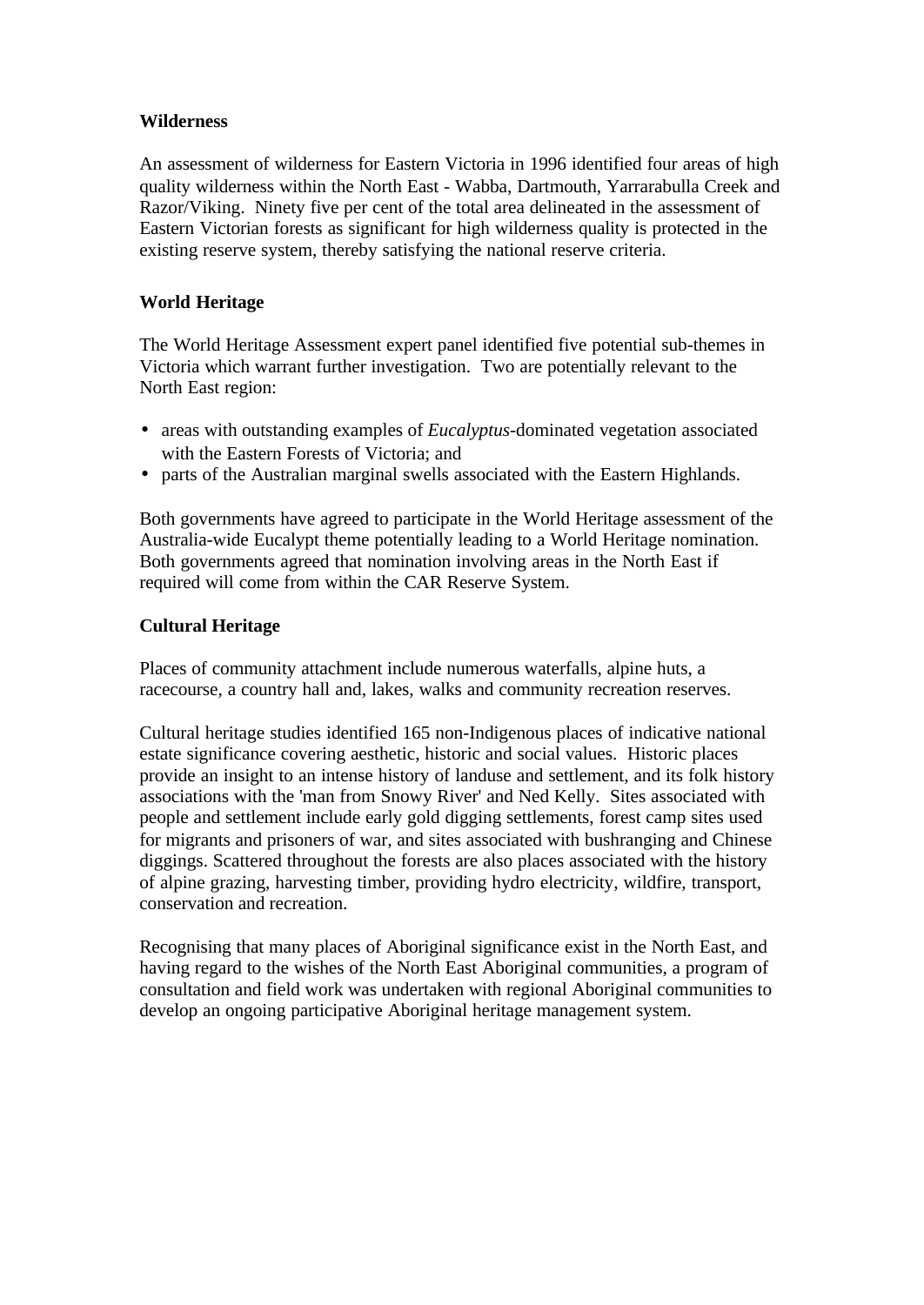**Wilderness**

An assessment of wilderness for Eastern Victoria in 1996 identified four areas of high quality wilderness within the North East - Wabba, Dartmouth, Yarrarabulla Creek and Razor/Viking. Ninety five per cent of the total area delineated in the assessment of Eastern Victorian forests as significant for high wilderness quality is protected in the existing reserve system, thereby satisfying the national reserve criteria.

**World Heritage**

The World Heritage Assessment expert panel identified five potential sub-themes in Victoria which warrant further investigation. Two are potentially relevant to the North East region:

- areas with outstanding examples of *Eucalyptus*-dominated vegetation associated with the Eastern Forests of Victoria; and
- parts of the Australian marginal swells associated with the Eastern Highlands.

Both governments have agreed to participate in the World Heritage assessment of the Australia-wide Eucalypt theme potentially leading to a World Heritage nomination. Both governments agreed that nomination involving areas in the North East if required will come from within the CAR Reserve System.

**Cultural Heritage**

Places of community attachment include numerous waterfalls, alpine huts, a racecourse, a country hall and, lakes, walks and community recreation reserves.

Cultural heritage studies identified 165 non-Indigenous places of indicative national estate significance covering aesthetic, historic and social values. Historic places provide an insight to an intense history of landuse and settlement, and its folk history associations with the 'man from Snowy River' and Ned Kelly. Sites associated with people and settlement include early gold digging settlements, forest camp sites used for migrants and prisoners of war, and sites associated with bushranging and Chinese diggings. Scattered throughout the forests are also places associated with the history of alpine grazing, harvesting timber, providing hydro electricity, wildfire, transport, conservation and recreation.

Recognising that many places of Aboriginal significance exist in the North East, and having regard to the wishes of the North East Aboriginal communities, a program of consultation and field work was undertaken with regional Aboriginal communities to develop an ongoing participative Aboriginal heritage management system.